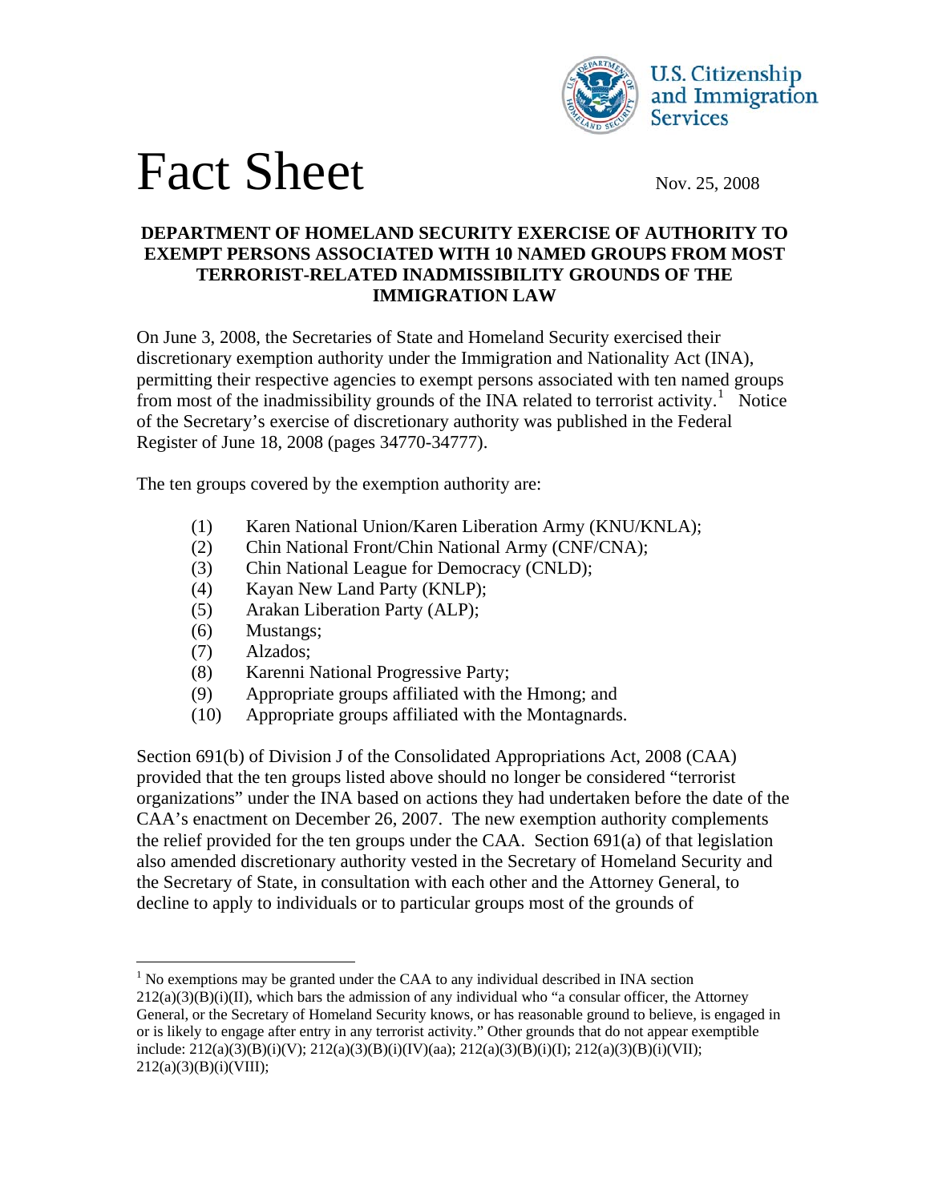U.S. Citizenship and Immigration Services

# Fact Sheet

Nov. 25, 2008

## DEPARTMENT OF HOMELAND SECURITY EXERCISE OF AUTHORITY TO EXEMPT PERSONS ASSOCIATED WITH 10 NAMED GROUPS FROM MOST TERRORIST-RELATED INADMISSIBILITY GROUNDS OF THE IMMIGRATION LAW

On June 3, 2008, the Secretaries of State and Homeland Security exercised their discretionary exemption authority under the Immigration and Nationality Act (INA), permitting their respective agencies to exempt persons associated with ten named groups from most of the inadmissibility grounds of the INA related to terrorist activity.[1] Notice of the Secretary's exercise of discretionary authority was published in the Federal Register of June 18, 2008 (pages 34770-34777).

The ten groups covered by the exemption authority are:

(1) Karen National Union/Karen Liberation Army (KNU/KNLA);
(2) Chin National Front/Chin National Army (CNF/CNA);
(3) Chin National League for Democracy (CNLD);
(4) Kayan New Land Party (KNLP);
(5) Arakan Liberation Party (ALP);
(6) Mustangs;
(7) Alzados;
(8) Karenni National Progressive Party;
(9) Appropriate groups affiliated with the Hmong; and
(10) Appropriate groups affiliated with the Montagnards.

Section 691(b) of Division J of the Consolidated Appropriations Act, 2008 (CAA) provided that the ten groups listed above should no longer be considered "terrorist organizations" under the INA based on actions they had undertaken before the date of the CAA's enactment on December 26, 2007. The new exemption authority complements the relief provided for the ten groups under the CAA. Section 691(a) of that legislation also amended discretionary authority vested in the Secretary of Homeland Security and the Secretary of State, in consultation with each other and the Attorney General, to decline to apply to individuals or to particular groups most of the grounds of

---

[1] No exemptions may be granted under the CAA to any individual described in INA section 212(a)(3)(B)(i)(II), which bars the admission of any individual who "a consular officer, the Attorney General, or the Secretary of Homeland Security knows, or has reasonable ground to believe, is engaged in or is likely to engage after entry in any terrorist activity." Other grounds that do not appear exemptible include: 212(a)(3)(B)(i)(V); 212(a)(3)(B)(i)(IV)(aa); 212(a)(3)(B)(i)(I); 212(a)(3)(B)(i)(VII); 212(a)(3)(B)(i)(VIII);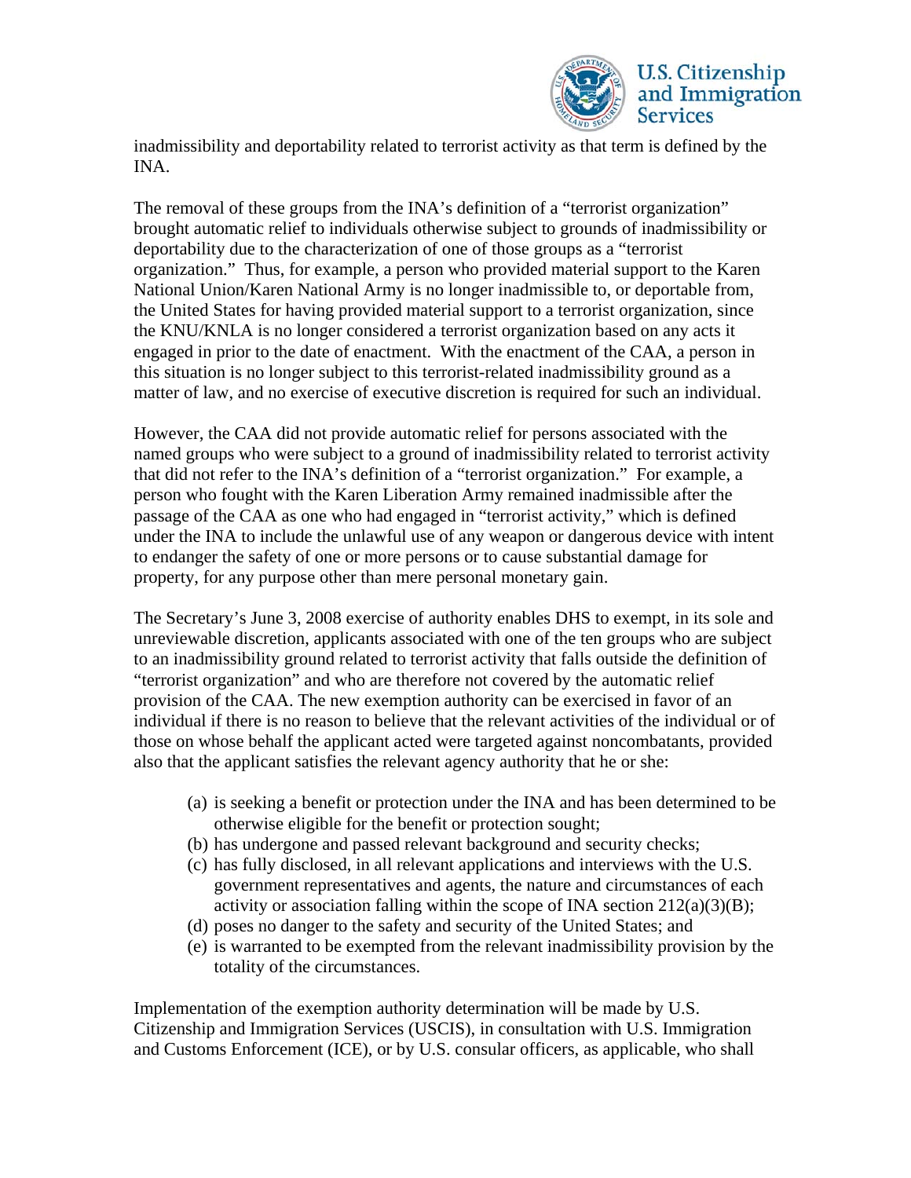inadmissibility and deportability related to terrorist activity as that term is defined by the INA.

The removal of these groups from the INA's definition of a "terrorist organization" brought automatic relief to individuals otherwise subject to grounds of inadmissibility or deportability due to the characterization of one of those groups as a "terrorist organization." Thus, for example, a person who provided material support to the Karen National Union/Karen National Army is no longer inadmissible to, or deportable from, the United States for having provided material support to a terrorist organization, since the KNU/KNLA is no longer considered a terrorist organization based on any acts it engaged in prior to the date of enactment. With the enactment of the CAA, a person in this situation is no longer subject to this terrorist-related inadmissibility ground as a matter of law, and no exercise of executive discretion is required for such an individual.

However, the CAA did not provide automatic relief for persons associated with the named groups who were subject to a ground of inadmissibility related to terrorist activity that did not refer to the INA's definition of a "terrorist organization." For example, a person who fought with the Karen Liberation Army remained inadmissible after the passage of the CAA as one who had engaged in "terrorist activity," which is defined under the INA to include the unlawful use of any weapon or dangerous device with intent to endanger the safety of one or more persons or to cause substantial damage for property, for any purpose other than mere personal monetary gain.

The Secretary's June 3, 2008 exercise of authority enables DHS to exempt, in its sole and unreviewable discretion, applicants associated with one of the ten groups who are subject to an inadmissibility ground related to terrorist activity that falls outside the definition of "terrorist organization" and who are therefore not covered by the automatic relief provision of the CAA. The new exemption authority can be exercised in favor of an individual if there is no reason to believe that the relevant activities of the individual or of those on whose behalf the applicant acted were targeted against noncombatants, provided also that the applicant satisfies the relevant agency authority that he or she:

(a) is seeking a benefit or protection under the INA and has been determined to be otherwise eligible for the benefit or protection sought;
(b) has undergone and passed relevant background and security checks;
(c) has fully disclosed, in all relevant applications and interviews with the U.S. government representatives and agents, the nature and circumstances of each activity or association falling within the scope of INA section 212(a)(3)(B);
(d) poses no danger to the safety and security of the United States; and
(e) is warranted to be exempted from the relevant inadmissibility provision by the totality of the circumstances.

Implementation of the exemption authority determination will be made by U.S. Citizenship and Immigration Services (USCIS), in consultation with U.S. Immigration and Customs Enforcement (ICE), or by U.S. consular officers, as applicable, who shall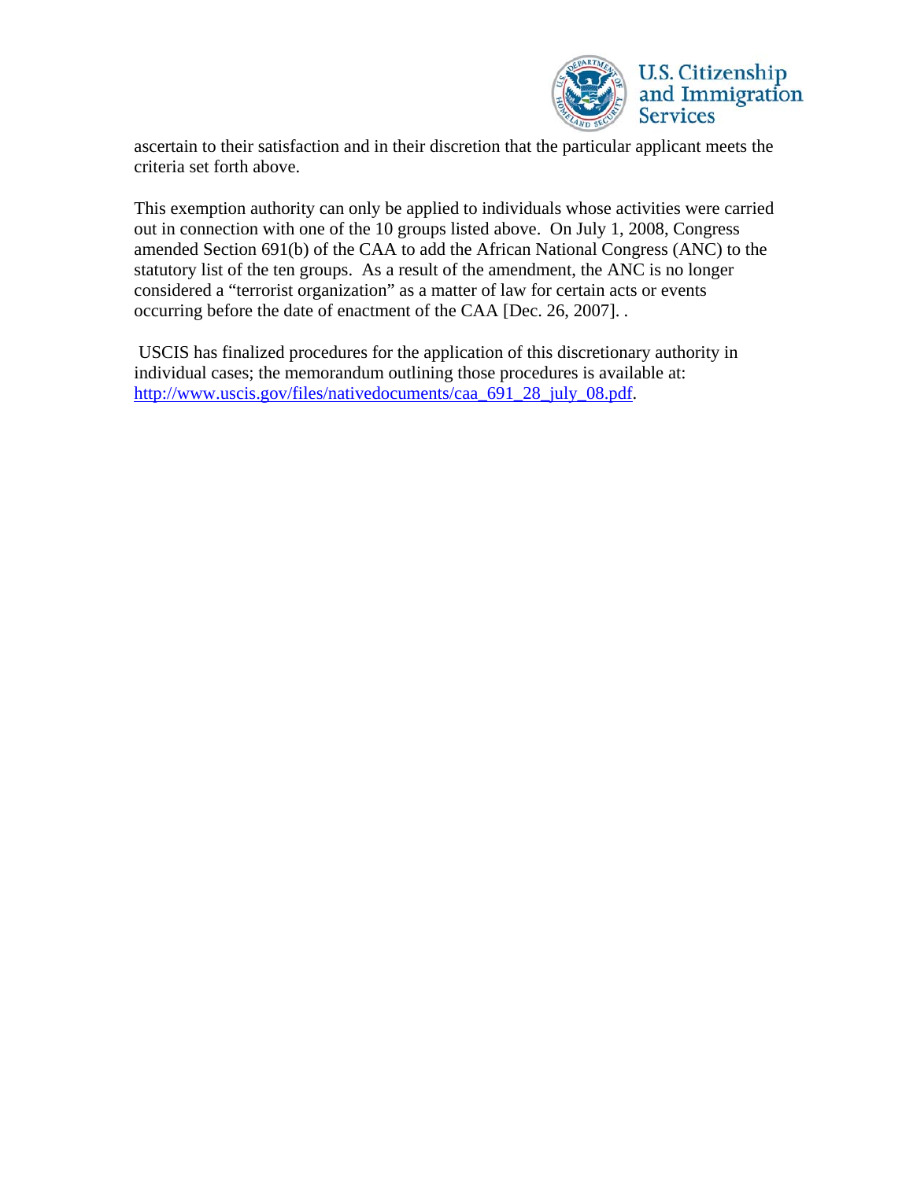ascertain to their satisfaction and in their discretion that the particular applicant meets the criteria set forth above.

This exemption authority can only be applied to individuals whose activities were carried out in connection with one of the 10 groups listed above. On July 1, 2008, Congress amended Section 691(b) of the CAA to add the African National Congress (ANC) to the statutory list of the ten groups. As a result of the amendment, the ANC is no longer considered a "terrorist organization" as a matter of law for certain acts or events occurring before the date of enactment of the CAA [Dec. 26, 2007]. .

USCIS has finalized procedures for the application of this discretionary authority in individual cases; the memorandum outlining those procedures is available at: [http://www.uscis.gov/files/nativedocuments/caa_691_28_july_08.pdf](http://www.uscis.gov/files/nativedocuments/caa_691_28_july_08.pdf).